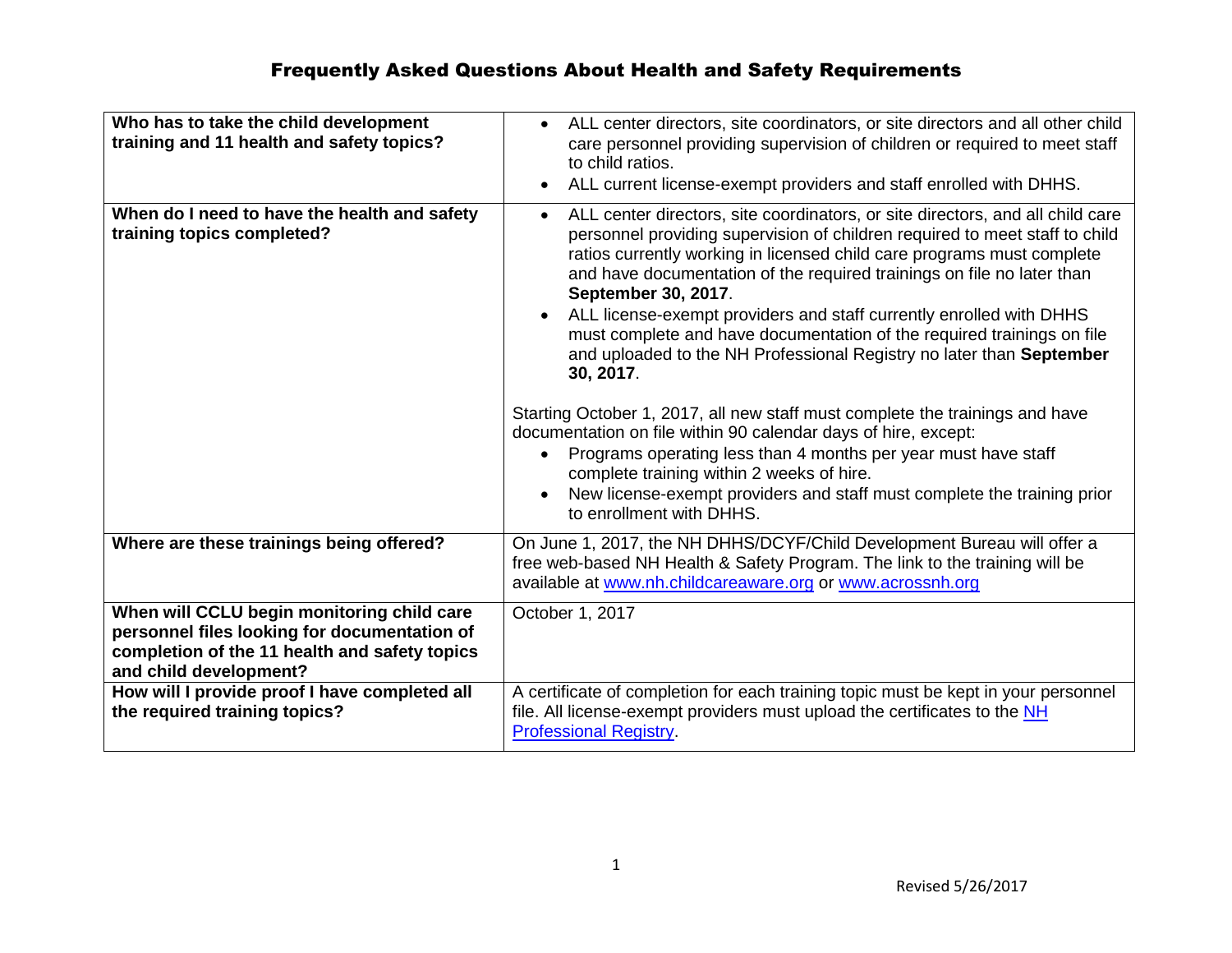# Frequently Asked Questions About Health and Safety Requirements

| | |
|---|---|
| **Who has to take the child development training and 11 health and safety topics?** | • ALL center directors, site coordinators, or site directors and all other child care personnel providing supervision of children or required to meet staff to child ratios.<br>• ALL current license-exempt providers and staff enrolled with DHHS. |
| **When do I need to have the health and safety training topics completed?** | • ALL center directors, site coordinators, or site directors, and all child care personnel providing supervision of children required to meet staff to child ratios currently working in licensed child care programs must complete and have documentation of the required trainings on file no later than **September 30, 2017**.<br>• ALL license-exempt providers and staff currently enrolled with DHHS must complete and have documentation of the required trainings on file and uploaded to the NH Professional Registry no later than **September 30, 2017**.<br><br>Starting October 1, 2017, all new staff must complete the trainings and have documentation on file within 90 calendar days of hire, except:<br>• Programs operating less than 4 months per year must have staff complete training within 2 weeks of hire.<br>• New license-exempt providers and staff must complete the training prior to enrollment with DHHS. |
| **Where are these trainings being offered?** | On June 1, 2017, the NH DHHS/DCYF/Child Development Bureau will offer a free web-based NH Health & Safety Program. The link to the training will be available at [www.nh.childcareaware.org](www.nh.childcareaware.org) or [www.acrossnh.org](www.acrossnh.org) |
| **When will CCLU begin monitoring child care personnel files looking for documentation of completion of the 11 health and safety topics and child development?** | October 1, 2017 |
| **How will I provide proof I have completed all the required training topics?** | A certificate of completion for each training topic must be kept in your personnel file. All license-exempt providers must upload the certificates to the NH Professional Registry. |

Revised 5/26/2017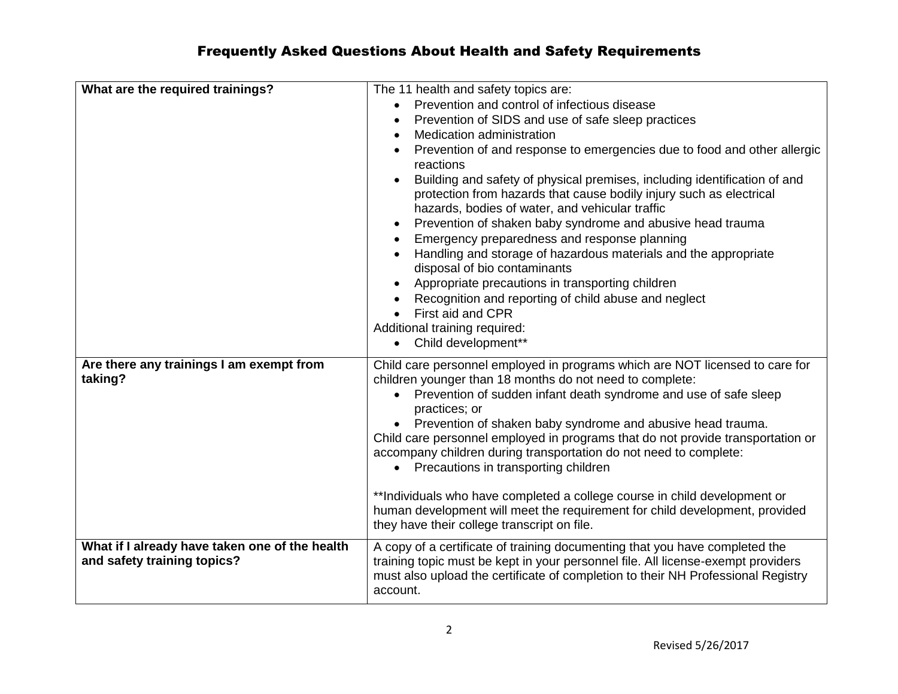# Frequently Asked Questions About Health and Safety Requirements

| | |
|---|---|
| **What are the required trainings?** | The 11 health and safety topics are:<br>• Prevention and control of infectious disease<br>• Prevention of SIDS and use of safe sleep practices<br>• Medication administration<br>• Prevention of and response to emergencies due to food and other allergic reactions<br>• Building and safety of physical premises, including identification of and protection from hazards that cause bodily injury such as electrical hazards, bodies of water, and vehicular traffic<br>• Prevention of shaken baby syndrome and abusive head trauma<br>• Emergency preparedness and response planning<br>• Handling and storage of hazardous materials and the appropriate disposal of bio contaminants<br>• Appropriate precautions in transporting children<br>• Recognition and reporting of child abuse and neglect<br>• First aid and CPR<br>Additional training required:<br>• Child development** |
| **Are there any trainings I am exempt from taking?** | Child care personnel employed in programs which are NOT licensed to care for children younger than 18 months do not need to complete:<br>• Prevention of sudden infant death syndrome and use of safe sleep practices; or<br>• Prevention of shaken baby syndrome and abusive head trauma.<br>Child care personnel employed in programs that do not provide transportation or accompany children during transportation do not need to complete:<br>• Precautions in transporting children<br><br>**Individuals who have completed a college course in child development or human development will meet the requirement for child development, provided they have their college transcript on file. |
| **What if I already have taken one of the health and safety training topics?** | A copy of a certificate of training documenting that you have completed the training topic must be kept in your personnel file. All license-exempt providers must also upload the certificate of completion to their NH Professional Registry account. |

Revised 5/26/2017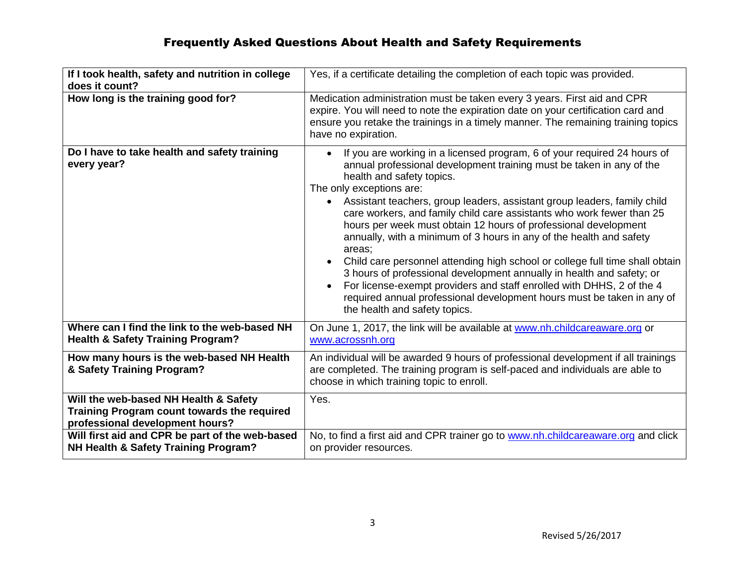# Frequently Asked Questions About Health and Safety Requirements

| | |
|---|---|
| **If I took health, safety and nutrition in college does it count?** | Yes, if a certificate detailing the completion of each topic was provided. |
| **How long is the training good for?** | Medication administration must be taken every 3 years. First aid and CPR expire. You will need to note the expiration date on your certification card and ensure you retake the trainings in a timely manner. The remaining training topics have no expiration. |
| **Do I have to take health and safety training every year?** | • If you are working in a licensed program, 6 of your required 24 hours of annual professional development training must be taken in any of the health and safety topics.<br>The only exceptions are:<br>• Assistant teachers, group leaders, assistant group leaders, family child care workers, and family child care assistants who work fewer than 25 hours per week must obtain 12 hours of professional development annually, with a minimum of 3 hours in any of the health and safety areas;<br>• Child care personnel attending high school or college full time shall obtain 3 hours of professional development annually in health and safety; or<br>• For license-exempt providers and staff enrolled with DHHS, 2 of the 4 required annual professional development hours must be taken in any of the health and safety topics. |
| **Where can I find the link to the web-based NH Health & Safety Training Program?** | On June 1, 2017, the link will be available at www.nh.childcareaware.org or www.acrossnh.org |
| **How many hours is the web-based NH Health & Safety Training Program?** | An individual will be awarded 9 hours of professional development if all trainings are completed. The training program is self-paced and individuals are able to choose in which training topic to enroll. |
| **Will the web-based NH Health & Safety Training Program count towards the required professional development hours?** | Yes. |
| **Will first aid and CPR be part of the web-based NH Health & Safety Training Program?** | No, to find a first aid and CPR trainer go to www.nh.childcareaware.org and click on provider resources. |

Revised 5/26/2017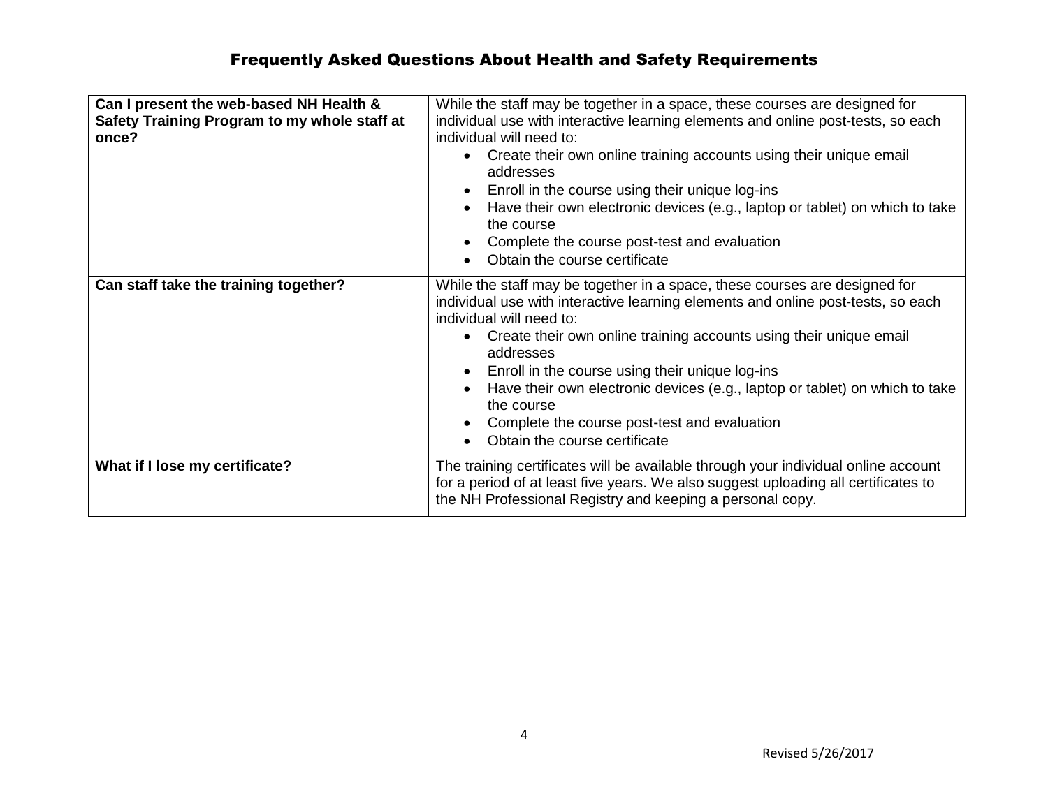## Frequently Asked Questions About Health and Safety Requirements

| | |
|---|---|
| **Can I present the web-based NH Health & Safety Training Program to my whole staff at once?** | While the staff may be together in a space, these courses are designed for individual use with interactive learning elements and online post-tests, so each individual will need to:<br>• Create their own online training accounts using their unique email addresses<br>• Enroll in the course using their unique log-ins<br>• Have their own electronic devices (e.g., laptop or tablet) on which to take the course<br>• Complete the course post-test and evaluation<br>• Obtain the course certificate |
| **Can staff take the training together?** | While the staff may be together in a space, these courses are designed for individual use with interactive learning elements and online post-tests, so each individual will need to:<br>• Create their own online training accounts using their unique email addresses<br>• Enroll in the course using their unique log-ins<br>• Have their own electronic devices (e.g., laptop or tablet) on which to take the course<br>• Complete the course post-test and evaluation<br>• Obtain the course certificate |
| **What if I lose my certificate?** | The training certificates will be available through your individual online account for a period of at least five years. We also suggest uploading all certificates to the NH Professional Registry and keeping a personal copy. |

Revised 5/26/2017